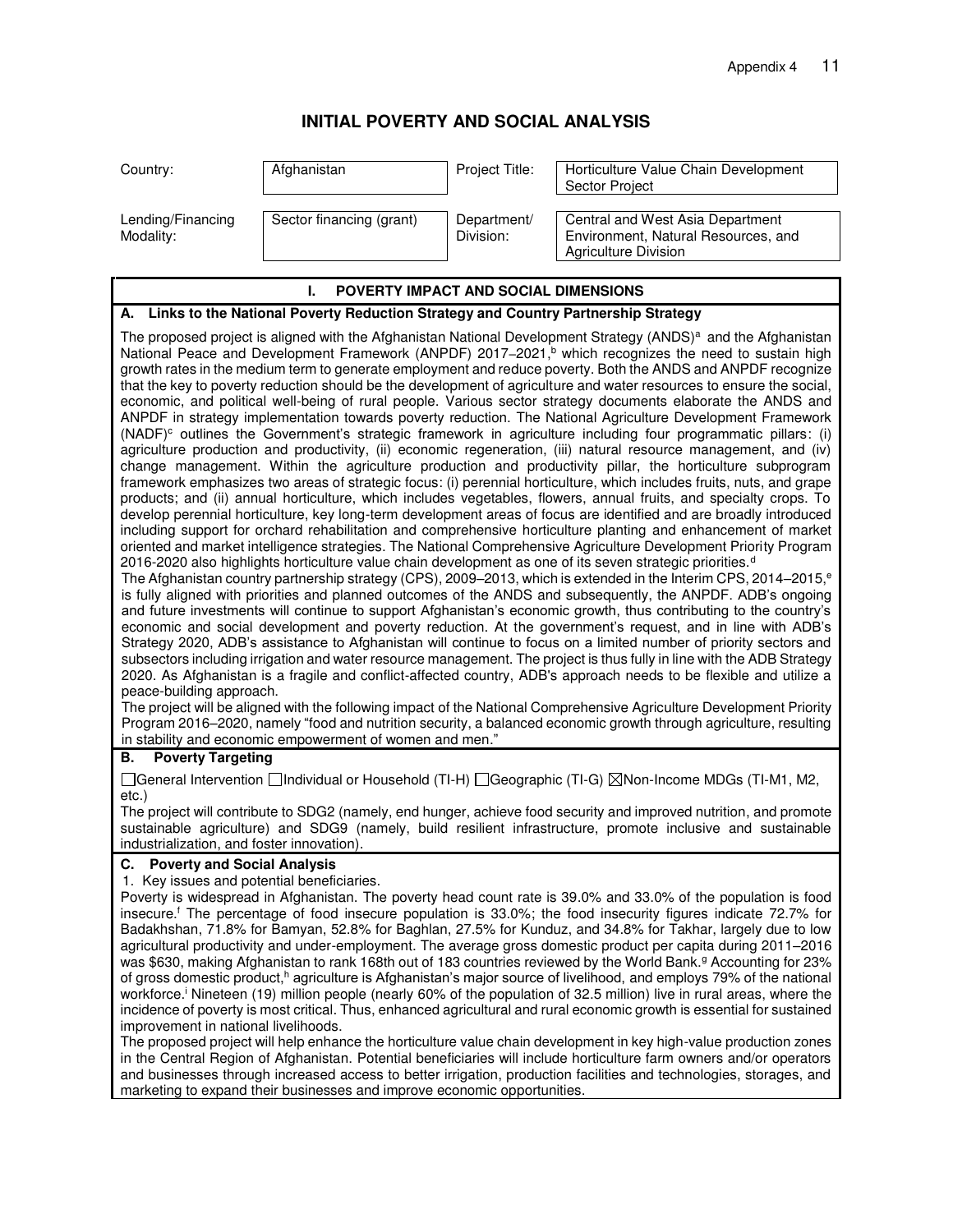# INITIAL POVERTY AND SOCIAL ANALYSIS

| Country: | Afghanistan | Project Title: | Horticulture Value Chain Development Sector Project |
|---|---|---|---|
| Lending/Financing Modality: | Sector financing (grant) | Department/ Division: | Central and West Asia Department Environment, Natural Resources, and Agriculture Division |

## I. POVERTY IMPACT AND SOCIAL DIMENSIONS

### A. Links to the National Poverty Reduction Strategy and Country Partnership Strategy

The proposed project is aligned with the Afghanistan National Development Strategy (ANDS)[a] and the Afghanistan National Peace and Development Framework (ANPDF) 2017–2021,[b] which recognizes the need to sustain high growth rates in the medium term to generate employment and reduce poverty. Both the ANDS and ANPDF recognize that the key to poverty reduction should be the development of agriculture and water resources to ensure the social, economic, and political well-being of rural people. Various sector strategy documents elaborate the ANDS and ANPDF in strategy implementation towards poverty reduction. The National Agriculture Development Framework (NADF)[c] outlines the Government's strategic framework in agriculture including four programmatic pillars: (i) agriculture production and productivity, (ii) economic regeneration, (iii) natural resource management, and (iv) change management. Within the agriculture production and productivity pillar, the horticulture subprogram framework emphasizes two areas of strategic focus: (i) perennial horticulture, which includes fruits, nuts, and grape products; and (ii) annual horticulture, which includes vegetables, flowers, annual fruits, and specialty crops. To develop perennial horticulture, key long-term development areas of focus are identified and are broadly introduced including support for orchard rehabilitation and comprehensive horticulture planting and enhancement of market oriented and market intelligence strategies. The National Comprehensive Agriculture Development Priority Program 2016-2020 also highlights horticulture value chain development as one of its seven strategic priorities.[d]

The Afghanistan country partnership strategy (CPS), 2009–2013, which is extended in the Interim CPS, 2014–2015,[e] is fully aligned with priorities and planned outcomes of the ANDS and subsequently, the ANPDF. ADB's ongoing and future investments will continue to support Afghanistan's economic growth, thus contributing to the country's economic and social development and poverty reduction. At the government's request, and in line with ADB's Strategy 2020, ADB's assistance to Afghanistan will continue to focus on a limited number of priority sectors and subsectors including irrigation and water resource management. The project is thus fully in line with the ADB Strategy 2020. As Afghanistan is a fragile and conflict-affected country, ADB's approach needs to be flexible and utilize a peace-building approach.

The project will be aligned with the following impact of the National Comprehensive Agriculture Development Priority Program 2016–2020, namely "food and nutrition security, a balanced economic growth through agriculture, resulting in stability and economic empowerment of women and men."

### B. Poverty Targeting

☐General Intervention ☐Individual or Household (TI-H) ☐Geographic (TI-G) ☒Non-Income MDGs (TI-M1, M2, etc.)

The project will contribute to SDG2 (namely, end hunger, achieve food security and improved nutrition, and promote sustainable agriculture) and SDG9 (namely, build resilient infrastructure, promote inclusive and sustainable industrialization, and foster innovation).

### C. Poverty and Social Analysis

1. Key issues and potential beneficiaries.

Poverty is widespread in Afghanistan. The poverty head count rate is 39.0% and 33.0% of the population is food insecure.[f] The percentage of food insecure population is 33.0%; the food insecurity figures indicate 72.7% for Badakhshan, 71.8% for Bamyan, 52.8% for Baghlan, 27.5% for Kunduz, and 34.8% for Takhar, largely due to low agricultural productivity and under-employment. The average gross domestic product per capita during 2011–2016 was \$630, making Afghanistan to rank 168th out of 183 countries reviewed by the World Bank.[g] Accounting for 23% of gross domestic product,[h] agriculture is Afghanistan's major source of livelihood, and employs 79% of the national workforce.[i] Nineteen (19) million people (nearly 60% of the population of 32.5 million) live in rural areas, where the incidence of poverty is most critical. Thus, enhanced agricultural and rural economic growth is essential for sustained improvement in national livelihoods.

The proposed project will help enhance the horticulture value chain development in key high-value production zones in the Central Region of Afghanistan. Potential beneficiaries will include horticulture farm owners and/or operators and businesses through increased access to better irrigation, production facilities and technologies, storages, and marketing to expand their businesses and improve economic opportunities.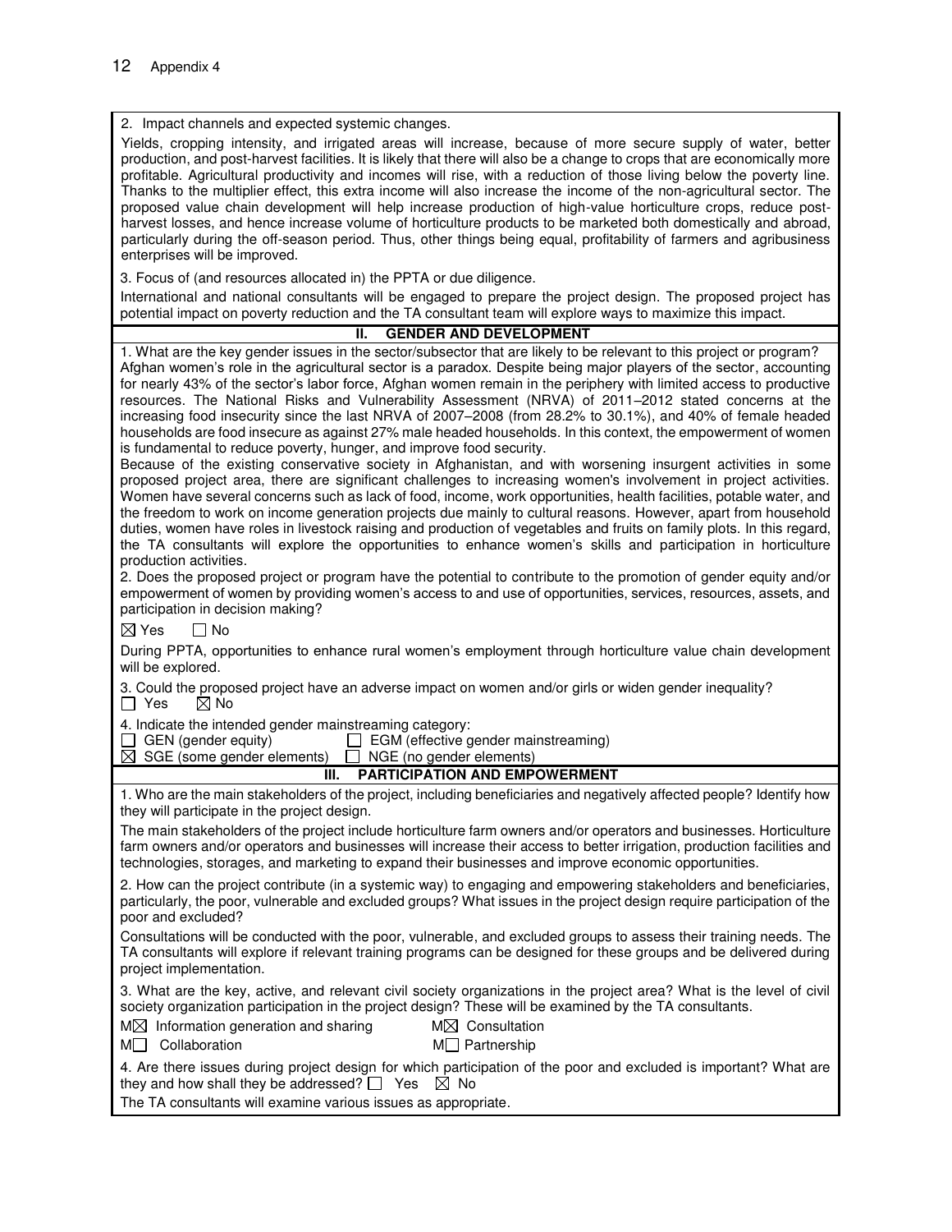2. Impact channels and expected systemic changes.

Yields, cropping intensity, and irrigated areas will increase, because of more secure supply of water, better production, and post-harvest facilities. It is likely that there will also be a change to crops that are economically more profitable. Agricultural productivity and incomes will rise, with a reduction of those living below the poverty line. Thanks to the multiplier effect, this extra income will also increase the income of the non-agricultural sector. The proposed value chain development will help increase production of high-value horticulture crops, reduce post-harvest losses, and hence increase volume of horticulture products to be marketed both domestically and abroad, particularly during the off-season period. Thus, other things being equal, profitability of farmers and agribusiness enterprises will be improved.

3. Focus of (and resources allocated in) the PPTA or due diligence.

International and national consultants will be engaged to prepare the project design. The proposed project has potential impact on poverty reduction and the TA consultant team will explore ways to maximize this impact.

## II. GENDER AND DEVELOPMENT

1. What are the key gender issues in the sector/subsector that are likely to be relevant to this project or program?
Afghan women's role in the agricultural sector is a paradox. Despite being major players of the sector, accounting for nearly 43% of the sector's labor force, Afghan women remain in the periphery with limited access to productive resources. The National Risks and Vulnerability Assessment (NRVA) of 2011–2012 stated concerns at the increasing food insecurity since the last NRVA of 2007–2008 (from 28.2% to 30.1%), and 40% of female headed households are food insecure as against 27% male headed households. In this context, the empowerment of women is fundamental to reduce poverty, hunger, and improve food security.
Because of the existing conservative society in Afghanistan, and with worsening insurgent activities in some proposed project area, there are significant challenges to increasing women's involvement in project activities. Women have several concerns such as lack of food, income, work opportunities, health facilities, potable water, and the freedom to work on income generation projects due mainly to cultural reasons. However, apart from household duties, women have roles in livestock raising and production of vegetables and fruits on family plots. In this regard, the TA consultants will explore the opportunities to enhance women's skills and participation in horticulture production activities.

2. Does the proposed project or program have the potential to contribute to the promotion of gender equity and/or empowerment of women by providing women's access to and use of opportunities, services, resources, assets, and participation in decision making?

☒ Yes ☐ No

During PPTA, opportunities to enhance rural women's employment through horticulture value chain development will be explored.

3. Could the proposed project have an adverse impact on women and/or girls or widen gender inequality?
☐ Yes ☒ No

4. Indicate the intended gender mainstreaming category:
☐ GEN (gender equity) ☐ EGM (effective gender mainstreaming)
☒ SGE (some gender elements) ☐ NGE (no gender elements)

## III. PARTICIPATION AND EMPOWERMENT

1. Who are the main stakeholders of the project, including beneficiaries and negatively affected people? Identify how they will participate in the project design.

The main stakeholders of the project include horticulture farm owners and/or operators and businesses. Horticulture farm owners and/or operators and businesses will increase their access to better irrigation, production facilities and technologies, storages, and marketing to expand their businesses and improve economic opportunities.

2. How can the project contribute (in a systemic way) to engaging and empowering stakeholders and beneficiaries, particularly, the poor, vulnerable and excluded groups? What issues in the project design require participation of the poor and excluded?

Consultations will be conducted with the poor, vulnerable, and excluded groups to assess their training needs. The TA consultants will explore if relevant training programs can be designed for these groups and be delivered during project implementation.

3. What are the key, active, and relevant civil society organizations in the project area? What is the level of civil society organization participation in the project design? These will be examined by the TA consultants.

M☒ Information generation and sharing M☒ Consultation
M☐ Collaboration M☐ Partnership

4. Are there issues during project design for which participation of the poor and excluded is important? What are they and how shall they be addressed? ☐ Yes ☒ No
The TA consultants will examine various issues as appropriate.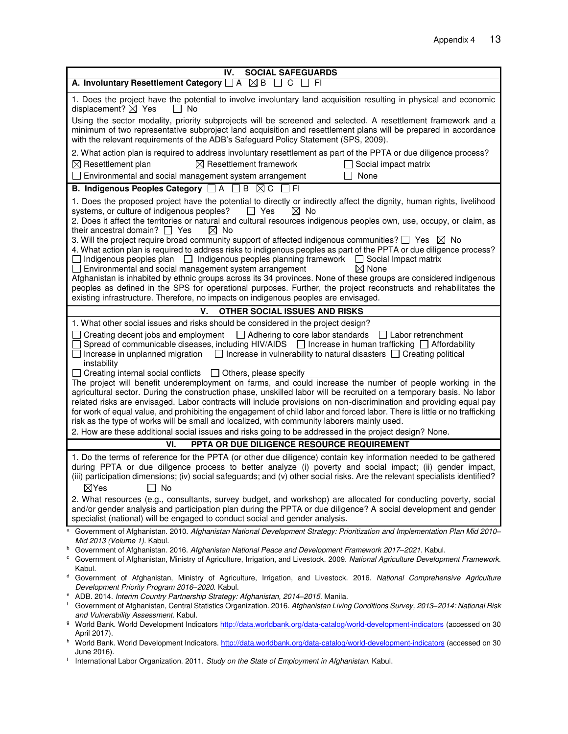## IV. SOCIAL SAFEGUARDS

**A. Involuntary Resettlement Category** ☐ A ☒ B ☐ C ☐ FI

1. Does the project have the potential to involve involuntary land acquisition resulting in physical and economic displacement? ☒ Yes ☐ No

Using the sector modality, priority subprojects will be screened and selected. A resettlement framework and a minimum of two representative subproject land acquisition and resettlement plans will be prepared in accordance with the relevant requirements of the ADB's Safeguard Policy Statement (SPS, 2009).

2. What action plan is required to address involuntary resettlement as part of the PPTA or due diligence process?

☒ Resettlement plan ☒ Resettlement framework ☐ Social impact matrix
☐ Environmental and social management system arrangement ☐ None

**B. Indigenous Peoples Category** ☐ A ☐ B ☒ C ☐ FI

1. Does the proposed project have the potential to directly or indirectly affect the dignity, human rights, livelihood systems, or culture of indigenous peoples? ☐ Yes ☒ No
2. Does it affect the territories or natural and cultural resources indigenous peoples own, use, occupy, or claim, as their ancestral domain? ☐ Yes ☒ No
3. Will the project require broad community support of affected indigenous communities? ☐ Yes ☒ No
4. What action plan is required to address risks to indigenous peoples as part of the PPTA or due diligence process?
☐ Indigenous peoples plan ☐ Indigenous peoples planning framework ☐ Social Impact matrix
☐ Environmental and social management system arrangement ☒ None

Afghanistan is inhabited by ethnic groups across its 34 provinces. None of these groups are considered indigenous peoples as defined in the SPS for operational purposes. Further, the project reconstructs and rehabilitates the existing infrastructure. Therefore, no impacts on indigenous peoples are envisaged.

## V. OTHER SOCIAL ISSUES AND RISKS

1. What other social issues and risks should be considered in the project design?

☐ Creating decent jobs and employment ☐ Adhering to core labor standards ☐ Labor retrenchment
☐ Spread of communicable diseases, including HIV/AIDS ☐ Increase in human trafficking ☐ Affordability
☐ Increase in unplanned migration ☐ Increase in vulnerability to natural disasters ☐ Creating political instability
☐ Creating internal social conflicts ☐ Others, please specify ______________

The project will benefit underemployment on farms, and could increase the number of people working in the agricultural sector. During the construction phase, unskilled labor will be recruited on a temporary basis. No labor related risks are envisaged. Labor contracts will include provisions on non-discrimination and providing equal pay for work of equal value, and prohibiting the engagement of child labor and forced labor. There is little or no trafficking risk as the type of works will be small and localized, with community laborers mainly used.

2. How are these additional social issues and risks going to be addressed in the project design? None.

## VI. PPTA OR DUE DILIGENCE RESOURCE REQUIREMENT

1. Do the terms of reference for the PPTA (or other due diligence) contain key information needed to be gathered during PPTA or due diligence process to better analyze (i) poverty and social impact; (ii) gender impact, (iii) participation dimensions; (iv) social safeguards; and (v) other social risks. Are the relevant specialists identified?

☒Yes ☐ No

2. What resources (e.g., consultants, survey budget, and workshop) are allocated for conducting poverty, social and/or gender analysis and participation plan during the PPTA or due diligence? A social development and gender specialist (national) will be engaged to conduct social and gender analysis.

---

[a] Government of Afghanistan. 2010. *Afghanistan National Development Strategy: Prioritization and Implementation Plan Mid 2010–Mid 2013 (Volume 1).* Kabul.

[b] Government of Afghanistan. 2016. *Afghanistan National Peace and Development Framework 2017–2021.* Kabul.

[c] Government of Afghanistan, Ministry of Agriculture, Irrigation, and Livestock. 2009. *National Agriculture Development Framework.* Kabul.

[d] Government of Afghanistan, Ministry of Agriculture, Irrigation, and Livestock. 2016. *National Comprehensive Agriculture Development Priority Program 2016–2020.* Kabul.

[e] ADB. 2014. *Interim Country Partnership Strategy: Afghanistan, 2014–2015.* Manila.

[f] Government of Afghanistan, Central Statistics Organization. 2016. *Afghanistan Living Conditions Survey, 2013–2014: National Risk and Vulnerability Assessment.* Kabul.

[g] World Bank. World Development Indicators http://data.worldbank.org/data-catalog/world-development-indicators (accessed on 30 April 2017).

[h] World Bank. World Development Indicators. http://data.worldbank.org/data-catalog/world-development-indicators (accessed on 30 June 2016).

[i] International Labor Organization. 2011. *Study on the State of Employment in Afghanistan.* Kabul.